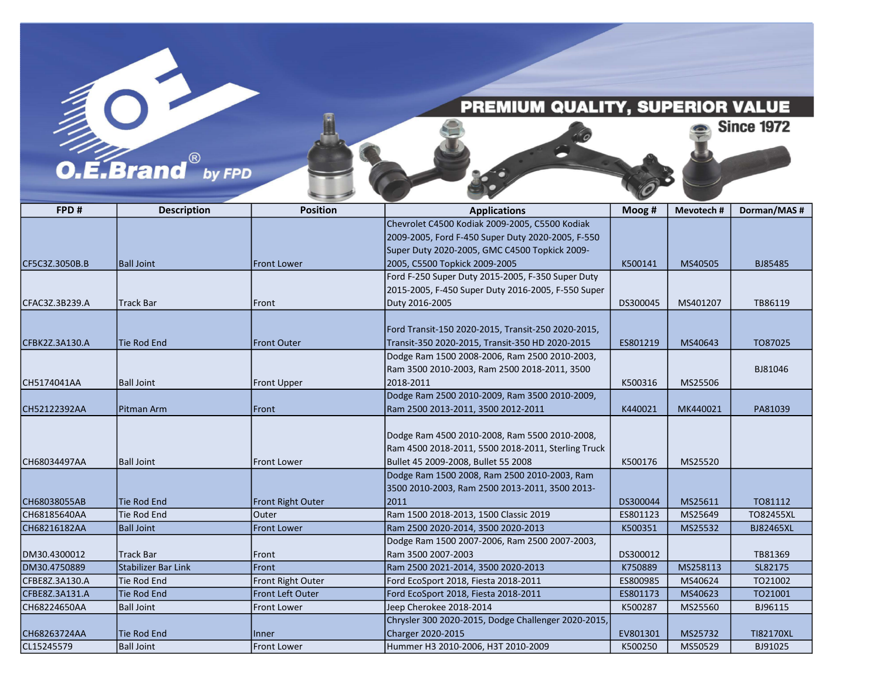O.E.Brand® by FPD

PREMIUM QUALITY, SUPERIOR VALUE

Since 1972

| FPD # | Description | Position | Applications | Moog # | Mevotech # | Dorman/MAS # |
|---|---|---|---|---|---|---|
| CF5C3Z.3050B.B | Ball Joint | Front Lower | Chevrolet C4500 Kodiak 2009-2005, C5500 Kodiak 2009-2005, Ford F-450 Super Duty 2020-2005, F-550 Super Duty 2020-2005, GMC C4500 Topkick 2009-2005, C5500 Topkick 2009-2005 | K500141 | MS40505 | BJ85485 |
| CFAC3Z.3B239.A | Track Bar | Front | Ford F-250 Super Duty 2015-2005, F-350 Super Duty 2015-2005, F-450 Super Duty 2016-2005, F-550 Super Duty 2016-2005 | DS300045 | MS401207 | TB86119 |
| CFBK2Z.3A130.A | Tie Rod End | Front Outer | Ford Transit-150 2020-2015, Transit-250 2020-2015, Transit-350 2020-2015, Transit-350 HD 2020-2015 | ES801219 | MS40643 | TO87025 |
| CH5174041AA | Ball Joint | Front Upper | Dodge Ram 1500 2008-2006, Ram 2500 2010-2003, Ram 3500 2010-2003, Ram 2500 2018-2011, 3500 2018-2011 | K500316 | MS25506 | BJ81046 |
| CH52122392AA | Pitman Arm | Front | Dodge Ram 2500 2010-2009, Ram 3500 2010-2009, Ram 2500 2013-2011, 3500 2012-2011 | K440021 | MK440021 | PA81039 |
| CH68034497AA | Ball Joint | Front Lower | Dodge Ram 4500 2010-2008, Ram 5500 2010-2008, Ram 4500 2018-2011, 5500 2018-2011, Sterling Truck Bullet 45 2009-2008, Bullet 55 2008 | K500176 | MS25520 | |
| CH68038055AB | Tie Rod End | Front Right Outer | Dodge Ram 1500 2008, Ram 2500 2010-2003, Ram 3500 2010-2003, Ram 2500 2013-2011, 3500 2013-2011 | DS300044 | MS25611 | TO81112 |
| CH68185640AA | Tie Rod End | Outer | Ram 1500 2018-2013, 1500 Classic 2019 | ES801123 | MS25649 | TO82455XL |
| CH68216182AA | Ball Joint | Front Lower | Ram 2500 2020-2014, 3500 2020-2013 | K500351 | MS25532 | BJ82465XL |
| DM30.4300012 | Track Bar | Front | Dodge Ram 1500 2007-2006, Ram 2500 2007-2003, Ram 3500 2007-2003 | DS300012 | | TB81369 |
| DM30.4750889 | Stabilizer Bar Link | Front | Ram 2500 2021-2014, 3500 2020-2013 | K750889 | MS258113 | SL82175 |
| CFBE8Z.3A130.A | Tie Rod End | Front Right Outer | Ford EcoSport 2018, Fiesta 2018-2011 | ES800985 | MS40624 | TO21002 |
| CFBE8Z.3A131.A | Tie Rod End | Front Left Outer | Ford EcoSport 2018, Fiesta 2018-2011 | ES801173 | MS40623 | TO21001 |
| CH68224650AA | Ball Joint | Front Lower | Jeep Cherokee 2018-2014 | K500287 | MS25560 | BJ96115 |
| CH68263724AA | Tie Rod End | Inner | Chrysler 300 2020-2015, Dodge Challenger 2020-2015, Charger 2020-2015 | EV801301 | MS25732 | TI82170XL |
| CL15245579 | Ball Joint | Front Lower | Hummer H3 2010-2006, H3T 2010-2009 | K500250 | MS50529 | BJ91025 |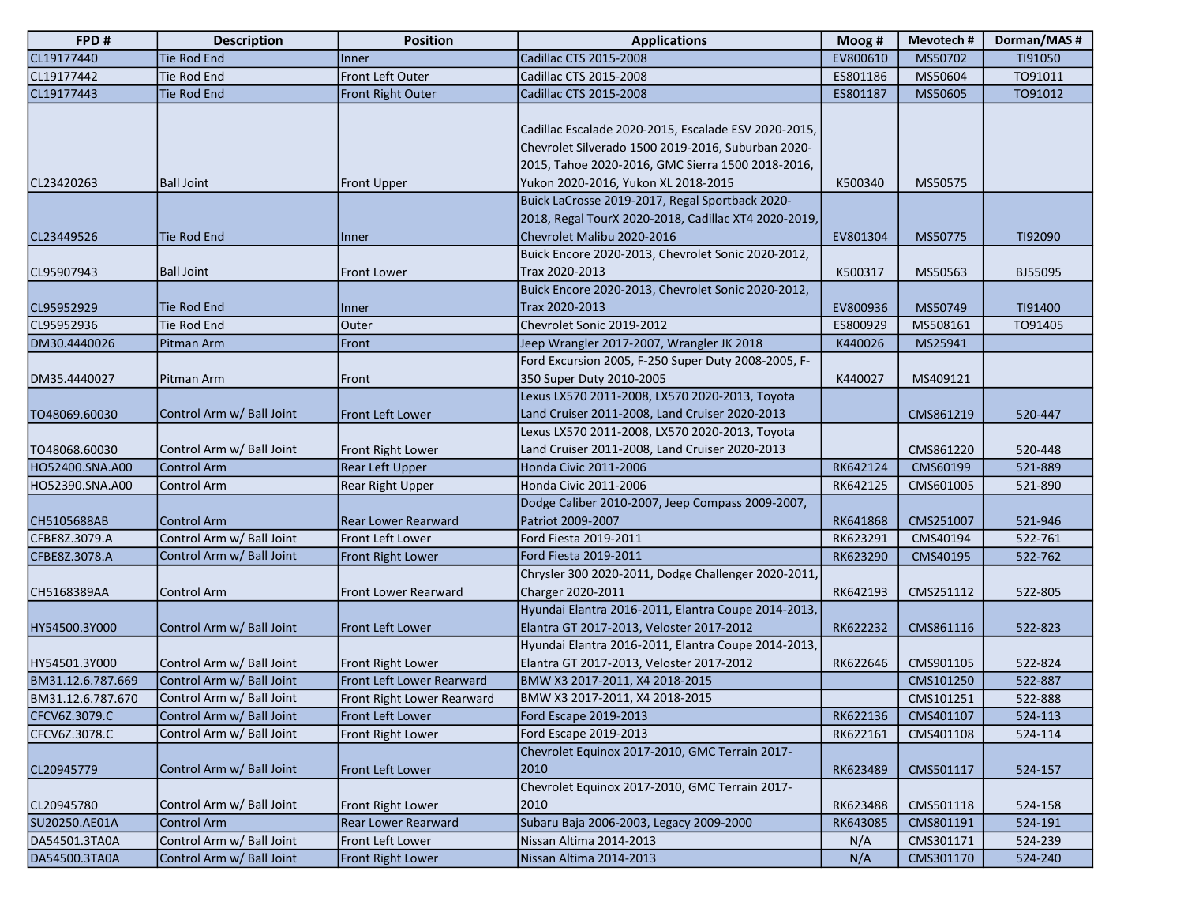| FPD # | Description | Position | Applications | Moog # | Mevotech # | Dorman/MAS # |
|---|---|---|---|---|---|---|
| CL19177440 | Tie Rod End | Inner | Cadillac CTS 2015-2008 | EV800610 | MS50702 | TI91050 |
| CL19177442 | Tie Rod End | Front Left Outer | Cadillac CTS 2015-2008 | ES801186 | MS50604 | TO91011 |
| CL19177443 | Tie Rod End | Front Right Outer | Cadillac CTS 2015-2008 | ES801187 | MS50605 | TO91012 |
| CL23420263 | Ball Joint | Front Upper | Cadillac Escalade 2020-2015, Escalade ESV 2020-2015, Chevrolet Silverado 1500 2019-2016, Suburban 2020-2015, Tahoe 2020-2016, GMC Sierra 1500 2018-2016, Yukon 2020-2016, Yukon XL 2018-2015 | K500340 | MS50575 | |
| CL23449526 | Tie Rod End | Inner | Buick LaCrosse 2019-2017, Regal Sportback 2020-2018, Regal TourX 2020-2018, Cadillac XT4 2020-2019, Chevrolet Malibu 2020-2016 | EV801304 | MS50775 | TI92090 |
| CL95907943 | Ball Joint | Front Lower | Buick Encore 2020-2013, Chevrolet Sonic 2020-2012, Trax 2020-2013 | K500317 | MS50563 | BJ55095 |
| CL95952929 | Tie Rod End | Inner | Buick Encore 2020-2013, Chevrolet Sonic 2020-2012, Trax 2020-2013 | EV800936 | MS50749 | TI91400 |
| CL95952936 | Tie Rod End | Outer | Chevrolet Sonic 2019-2012 | ES800929 | MS508161 | TO91405 |
| DM30.4440026 | Pitman Arm | Front | Jeep Wrangler 2017-2007, Wrangler JK 2018 | K440026 | MS25941 | |
| DM35.4440027 | Pitman Arm | Front | Ford Excursion 2005, F-250 Super Duty 2008-2005, F-350 Super Duty 2010-2005 | K440027 | MS409121 | |
| TO48069.60030 | Control Arm w/ Ball Joint | Front Left Lower | Lexus LX570 2011-2008, LX570 2020-2013, Toyota Land Cruiser 2011-2008, Land Cruiser 2020-2013 | | CMS861219 | 520-447 |
| TO48068.60030 | Control Arm w/ Ball Joint | Front Right Lower | Lexus LX570 2011-2008, LX570 2020-2013, Toyota Land Cruiser 2011-2008, Land Cruiser 2020-2013 | | CMS861220 | 520-448 |
| HO52400.SNA.A00 | Control Arm | Rear Left Upper | Honda Civic 2011-2006 | RK642124 | CMS60199 | 521-889 |
| HO52390.SNA.A00 | Control Arm | Rear Right Upper | Honda Civic 2011-2006 | RK642125 | CMS601005 | 521-890 |
| CH5105688AB | Control Arm | Rear Lower Rearward | Dodge Caliber 2010-2007, Jeep Compass 2009-2007, Patriot 2009-2007 | RK641868 | CMS251007 | 521-946 |
| CFBE8Z.3079.A | Control Arm w/ Ball Joint | Front Left Lower | Ford Fiesta 2019-2011 | RK623291 | CMS40194 | 522-761 |
| CFBE8Z.3078.A | Control Arm w/ Ball Joint | Front Right Lower | Ford Fiesta 2019-2011 | RK623290 | CMS40195 | 522-762 |
| CH5168389AA | Control Arm | Front Lower Rearward | Chrysler 300 2020-2011, Dodge Challenger 2020-2011, Charger 2020-2011 | RK642193 | CMS251112 | 522-805 |
| HY54500.3Y000 | Control Arm w/ Ball Joint | Front Left Lower | Hyundai Elantra 2016-2011, Elantra Coupe 2014-2013, Elantra GT 2017-2013, Veloster 2017-2012 | RK622232 | CMS861116 | 522-823 |
| HY54501.3Y000 | Control Arm w/ Ball Joint | Front Right Lower | Hyundai Elantra 2016-2011, Elantra Coupe 2014-2013, Elantra GT 2017-2013, Veloster 2017-2012 | RK622646 | CMS901105 | 522-824 |
| BM31.12.6.787.669 | Control Arm w/ Ball Joint | Front Left Lower Rearward | BMW X3 2017-2011, X4 2018-2015 | | CMS101250 | 522-887 |
| BM31.12.6.787.670 | Control Arm w/ Ball Joint | Front Right Lower Rearward | BMW X3 2017-2011, X4 2018-2015 | | CMS101251 | 522-888 |
| CFCV6Z.3079.C | Control Arm w/ Ball Joint | Front Left Lower | Ford Escape 2019-2013 | RK622136 | CMS401107 | 524-113 |
| CFCV6Z.3078.C | Control Arm w/ Ball Joint | Front Right Lower | Ford Escape 2019-2013 | RK622161 | CMS401108 | 524-114 |
| CL20945779 | Control Arm w/ Ball Joint | Front Left Lower | Chevrolet Equinox 2017-2010, GMC Terrain 2017-2010 | RK623489 | CMS501117 | 524-157 |
| CL20945780 | Control Arm w/ Ball Joint | Front Right Lower | Chevrolet Equinox 2017-2010, GMC Terrain 2017-2010 | RK623488 | CMS501118 | 524-158 |
| SU20250.AE01A | Control Arm | Rear Lower Rearward | Subaru Baja 2006-2003, Legacy 2009-2000 | RK643085 | CMS801191 | 524-191 |
| DA54501.3TA0A | Control Arm w/ Ball Joint | Front Left Lower | Nissan Altima 2014-2013 | N/A | CMS301171 | 524-239 |
| DA54500.3TA0A | Control Arm w/ Ball Joint | Front Right Lower | Nissan Altima 2014-2013 | N/A | CMS301170 | 524-240 |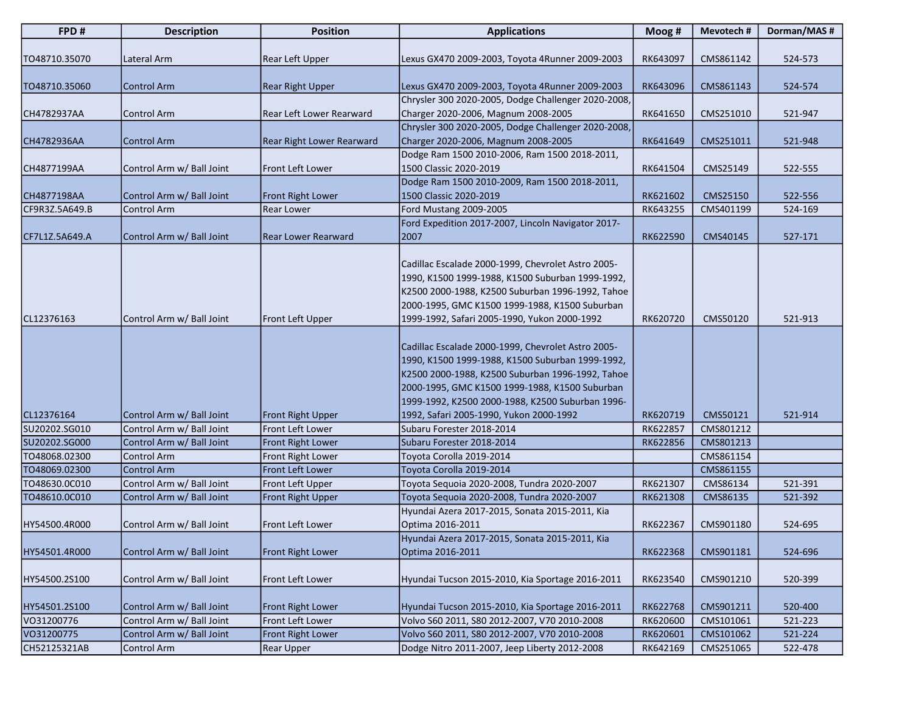| FPD # | Description | Position | Applications | Moog # | Mevotech # | Dorman/MAS # |
|---|---|---|---|---|---|---|
| TO48710.35070 | Lateral Arm | Rear Left Upper | Lexus GX470 2009-2003, Toyota 4Runner 2009-2003 | RK643097 | CMS861142 | 524-573 |
| TO48710.35060 | Control Arm | Rear Right Upper | Lexus GX470 2009-2003, Toyota 4Runner 2009-2003 | RK643096 | CMS861143 | 524-574 |
| CH4782937AA | Control Arm | Rear Left Lower Rearward | Chrysler 300 2020-2005, Dodge Challenger 2020-2008, Charger 2020-2006, Magnum 2008-2005 | RK641650 | CMS251010 | 521-947 |
| CH4782936AA | Control Arm | Rear Right Lower Rearward | Chrysler 300 2020-2005, Dodge Challenger 2020-2008, Charger 2020-2006, Magnum 2008-2005 | RK641649 | CMS251011 | 521-948 |
| CH4877199AA | Control Arm w/ Ball Joint | Front Left Lower | Dodge Ram 1500 2010-2006, Ram 1500 2018-2011, 1500 Classic 2020-2019 | RK641504 | CMS25149 | 522-555 |
| CH4877198AA | Control Arm w/ Ball Joint | Front Right Lower | Dodge Ram 1500 2010-2009, Ram 1500 2018-2011, 1500 Classic 2020-2019 | RK621602 | CMS25150 | 522-556 |
| CF9R3Z.5A649.B | Control Arm | Rear Lower | Ford Mustang 2009-2005 | RK643255 | CMS401199 | 524-169 |
| CF7L1Z.5A649.A | Control Arm w/ Ball Joint | Rear Lower Rearward | Ford Expedition 2017-2007, Lincoln Navigator 2017-2007 | RK622590 | CMS40145 | 527-171 |
| CL12376163 | Control Arm w/ Ball Joint | Front Left Upper | Cadillac Escalade 2000-1999, Chevrolet Astro 2005-1990, K1500 1999-1988, K1500 Suburban 1999-1992, K2500 2000-1988, K2500 Suburban 1996-1992, Tahoe 2000-1995, GMC K1500 1999-1988, K1500 Suburban 1999-1992, Safari 2005-1990, Yukon 2000-1992 | RK620720 | CMS50120 | 521-913 |
| CL12376164 | Control Arm w/ Ball Joint | Front Right Upper | Cadillac Escalade 2000-1999, Chevrolet Astro 2005-1990, K1500 1999-1988, K1500 Suburban 1999-1992, K2500 2000-1988, K2500 Suburban 1996-1992, Tahoe 2000-1995, GMC K1500 1999-1988, K1500 Suburban 1999-1992, K2500 2000-1988, K2500 Suburban 1996-1992, Safari 2005-1990, Yukon 2000-1992 | RK620719 | CMS50121 | 521-914 |
| SU20202.SG010 | Control Arm w/ Ball Joint | Front Left Lower | Subaru Forester 2018-2014 | RK622857 | CMS801212 | |
| SU20202.SG000 | Control Arm w/ Ball Joint | Front Right Lower | Subaru Forester 2018-2014 | RK622856 | CMS801213 | |
| TO48068.02300 | Control Arm | Front Right Lower | Toyota Corolla 2019-2014 | | CMS861154 | |
| TO48069.02300 | Control Arm | Front Left Lower | Toyota Corolla 2019-2014 | | CMS861155 | |
| TO48630.0C010 | Control Arm w/ Ball Joint | Front Left Upper | Toyota Sequoia 2020-2008, Tundra 2020-2007 | RK621307 | CMS86134 | 521-391 |
| TO48610.0C010 | Control Arm w/ Ball Joint | Front Right Upper | Toyota Sequoia 2020-2008, Tundra 2020-2007 | RK621308 | CMS86135 | 521-392 |
| HY54500.4R000 | Control Arm w/ Ball Joint | Front Left Lower | Hyundai Azera 2017-2015, Sonata 2015-2011, Kia Optima 2016-2011 | RK622367 | CMS901180 | 524-695 |
| HY54501.4R000 | Control Arm w/ Ball Joint | Front Right Lower | Hyundai Azera 2017-2015, Sonata 2015-2011, Kia Optima 2016-2011 | RK622368 | CMS901181 | 524-696 |
| HY54500.2S100 | Control Arm w/ Ball Joint | Front Left Lower | Hyundai Tucson 2015-2010, Kia Sportage 2016-2011 | RK623540 | CMS901210 | 520-399 |
| HY54501.2S100 | Control Arm w/ Ball Joint | Front Right Lower | Hyundai Tucson 2015-2010, Kia Sportage 2016-2011 | RK622768 | CMS901211 | 520-400 |
| VO31200776 | Control Arm w/ Ball Joint | Front Left Lower | Volvo S60 2011, S80 2012-2007, V70 2010-2008 | RK620600 | CMS101061 | 521-223 |
| VO31200775 | Control Arm w/ Ball Joint | Front Right Lower | Volvo S60 2011, S80 2012-2007, V70 2010-2008 | RK620601 | CMS101062 | 521-224 |
| CH52125321AB | Control Arm | Rear Upper | Dodge Nitro 2011-2007, Jeep Liberty 2012-2008 | RK642169 | CMS251065 | 522-478 |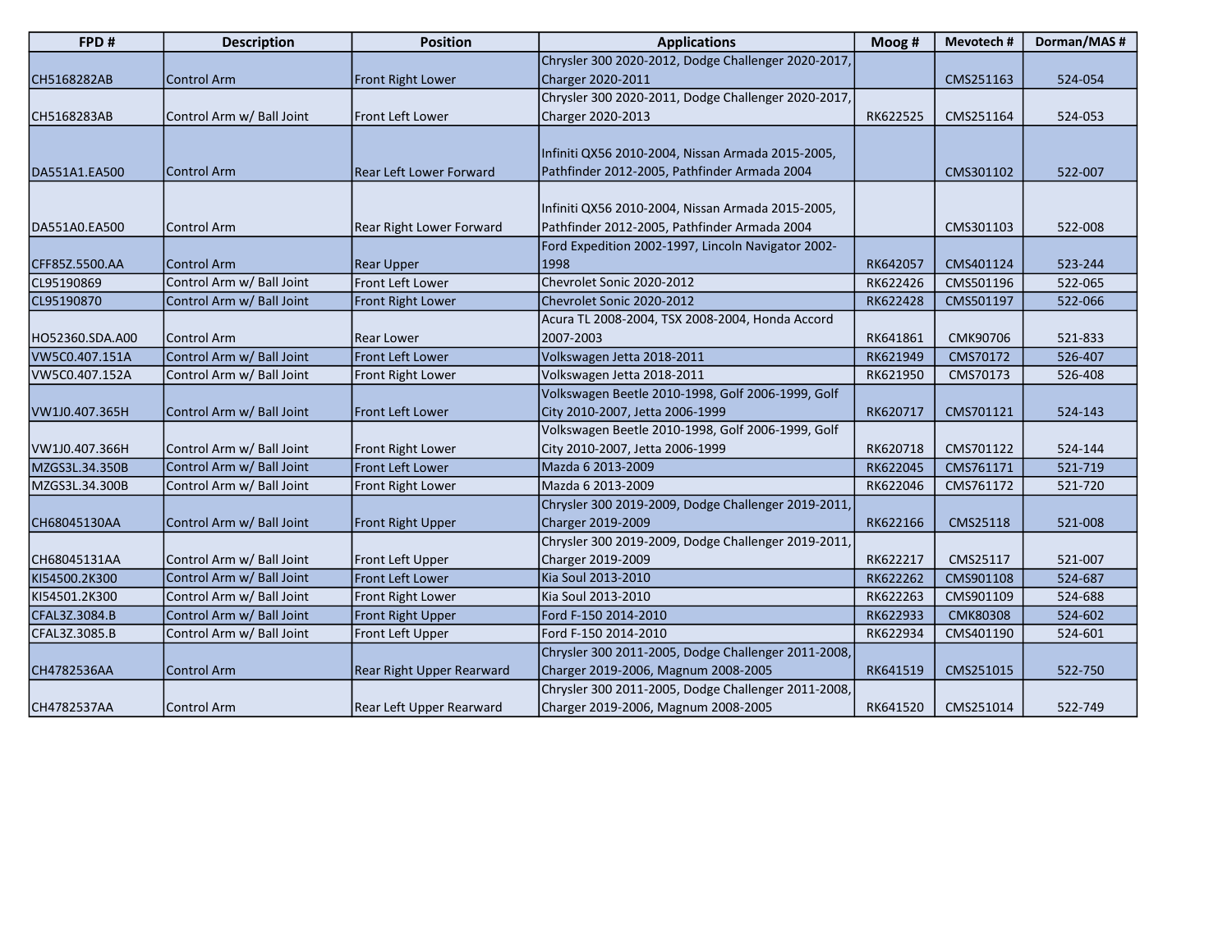| FPD # | Description | Position | Applications | Moog # | Mevotech # | Dorman/MAS # |
|---|---|---|---|---|---|---|
| CH5168282AB | Control Arm | Front Right Lower | Chrysler 300 2020-2012, Dodge Challenger 2020-2017, Charger 2020-2011 | | CMS251163 | 524-054 |
| CH5168283AB | Control Arm w/ Ball Joint | Front Left Lower | Chrysler 300 2020-2011, Dodge Challenger 2020-2017, Charger 2020-2013 | RK622525 | CMS251164 | 524-053 |
| DA551A1.EA500 | Control Arm | Rear Left Lower Forward | Infiniti QX56 2010-2004, Nissan Armada 2015-2005, Pathfinder 2012-2005, Pathfinder Armada 2004 | | CMS301102 | 522-007 |
| DA551A0.EA500 | Control Arm | Rear Right Lower Forward | Infiniti QX56 2010-2004, Nissan Armada 2015-2005, Pathfinder 2012-2005, Pathfinder Armada 2004 | | CMS301103 | 522-008 |
| CFF85Z.5500.AA | Control Arm | Rear Upper | Ford Expedition 2002-1997, Lincoln Navigator 2002-1998 | RK642057 | CMS401124 | 523-244 |
| CL95190869 | Control Arm w/ Ball Joint | Front Left Lower | Chevrolet Sonic 2020-2012 | RK622426 | CMS501196 | 522-065 |
| CL95190870 | Control Arm w/ Ball Joint | Front Right Lower | Chevrolet Sonic 2020-2012 | RK622428 | CMS501197 | 522-066 |
| HO52360.SDA.A00 | Control Arm | Rear Lower | Acura TL 2008-2004, TSX 2008-2004, Honda Accord 2007-2003 | RK641861 | CMK90706 | 521-833 |
| VW5C0.407.151A | Control Arm w/ Ball Joint | Front Left Lower | Volkswagen Jetta 2018-2011 | RK621949 | CMS70172 | 526-407 |
| VW5C0.407.152A | Control Arm w/ Ball Joint | Front Right Lower | Volkswagen Jetta 2018-2011 | RK621950 | CMS70173 | 526-408 |
| VW1J0.407.365H | Control Arm w/ Ball Joint | Front Left Lower | Volkswagen Beetle 2010-1998, Golf 2006-1999, Golf City 2010-2007, Jetta 2006-1999 | RK620717 | CMS701121 | 524-143 |
| VW1J0.407.366H | Control Arm w/ Ball Joint | Front Right Lower | Volkswagen Beetle 2010-1998, Golf 2006-1999, Golf City 2010-2007, Jetta 2006-1999 | RK620718 | CMS701122 | 524-144 |
| MZGS3L.34.350B | Control Arm w/ Ball Joint | Front Left Lower | Mazda 6 2013-2009 | RK622045 | CMS761171 | 521-719 |
| MZGS3L.34.300B | Control Arm w/ Ball Joint | Front Right Lower | Mazda 6 2013-2009 | RK622046 | CMS761172 | 521-720 |
| CH68045130AA | Control Arm w/ Ball Joint | Front Right Upper | Chrysler 300 2019-2009, Dodge Challenger 2019-2011, Charger 2019-2009 | RK622166 | CMS25118 | 521-008 |
| CH68045131AA | Control Arm w/ Ball Joint | Front Left Upper | Chrysler 300 2019-2009, Dodge Challenger 2019-2011, Charger 2019-2009 | RK622217 | CMS25117 | 521-007 |
| KI54500.2K300 | Control Arm w/ Ball Joint | Front Left Lower | Kia Soul 2013-2010 | RK622262 | CMS901108 | 524-687 |
| KI54501.2K300 | Control Arm w/ Ball Joint | Front Right Lower | Kia Soul 2013-2010 | RK622263 | CMS901109 | 524-688 |
| CFAL3Z.3084.B | Control Arm w/ Ball Joint | Front Right Upper | Ford F-150 2014-2010 | RK622933 | CMK80308 | 524-602 |
| CFAL3Z.3085.B | Control Arm w/ Ball Joint | Front Left Upper | Ford F-150 2014-2010 | RK622934 | CMS401190 | 524-601 |
| CH4782536AA | Control Arm | Rear Right Upper Rearward | Chrysler 300 2011-2005, Dodge Challenger 2011-2008, Charger 2019-2006, Magnum 2008-2005 | RK641519 | CMS251015 | 522-750 |
| CH4782537AA | Control Arm | Rear Left Upper Rearward | Chrysler 300 2011-2005, Dodge Challenger 2011-2008, Charger 2019-2006, Magnum 2008-2005 | RK641520 | CMS251014 | 522-749 |